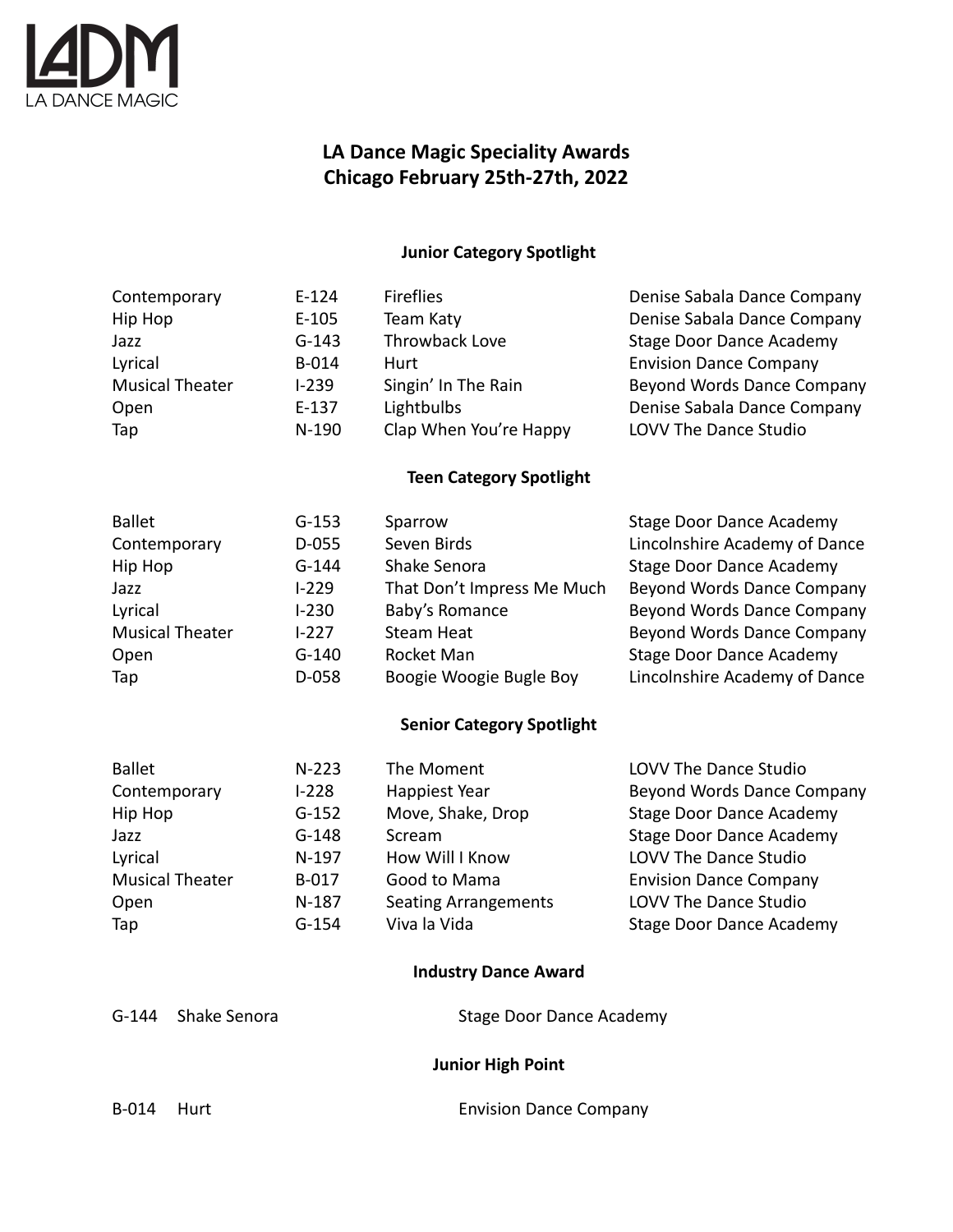LADM
LA DANCE MAGIC

# LA Dance Magic Speciality Awards
## Chicago February 25th-27th, 2022

### Junior Category Spotlight

| Contemporary | E-124 | Fireflies | Denise Sabala Dance Company |
|---|---|---|---|
| Hip Hop | E-105 | Team Katy | Denise Sabala Dance Company |
| Jazz | G-143 | Throwback Love | Stage Door Dance Academy |
| Lyrical | B-014 | Hurt | Envision Dance Company |
| Musical Theater | I-239 | Singin' In The Rain | Beyond Words Dance Company |
| Open | E-137 | Lightbulbs | Denise Sabala Dance Company |
| Tap | N-190 | Clap When You're Happy | LOVV The Dance Studio |

### Teen Category Spotlight

| Ballet | G-153 | Sparrow | Stage Door Dance Academy |
|---|---|---|---|
| Contemporary | D-055 | Seven Birds | Lincolnshire Academy of Dance |
| Hip Hop | G-144 | Shake Senora | Stage Door Dance Academy |
| Jazz | I-229 | That Don't Impress Me Much | Beyond Words Dance Company |
| Lyrical | I-230 | Baby's Romance | Beyond Words Dance Company |
| Musical Theater | I-227 | Steam Heat | Beyond Words Dance Company |
| Open | G-140 | Rocket Man | Stage Door Dance Academy |
| Tap | D-058 | Boogie Woogie Bugle Boy | Lincolnshire Academy of Dance |

### Senior Category Spotlight

| Ballet | N-223 | The Moment | LOVV The Dance Studio |
|---|---|---|---|
| Contemporary | I-228 | Happiest Year | Beyond Words Dance Company |
| Hip Hop | G-152 | Move, Shake, Drop | Stage Door Dance Academy |
| Jazz | G-148 | Scream | Stage Door Dance Academy |
| Lyrical | N-197 | How Will I Know | LOVV The Dance Studio |
| Musical Theater | B-017 | Good to Mama | Envision Dance Company |
| Open | N-187 | Seating Arrangements | LOVV The Dance Studio |
| Tap | G-154 | Viva la Vida | Stage Door Dance Academy |

### Industry Dance Award

G-144 Shake Senora — Stage Door Dance Academy

### Junior High Point

B-014 Hurt — Envision Dance Company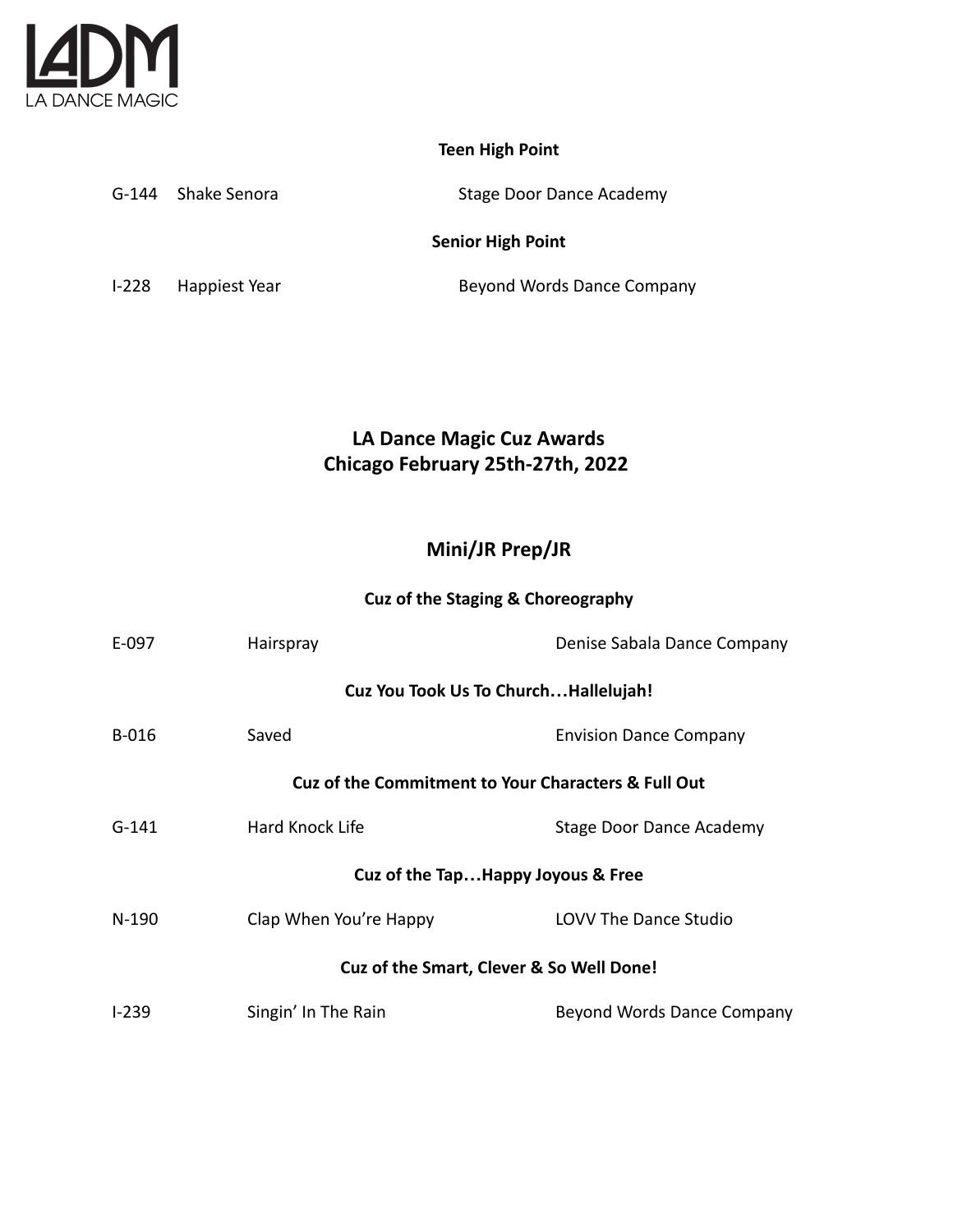**Teen High Point**

| | | |
|---|---|---|
| G-144 | Shake Senora | Stage Door Dance Academy |

**Senior High Point**

| | | |
|---|---|---|
| I-228 | Happiest Year | Beyond Words Dance Company |

## LA Dance Magic Cuz Awards
## Chicago February 25th-27th, 2022

### Mini/JR Prep/JR

**Cuz of the Staging & Choreography**

| | | |
|---|---|---|
| E-097 | Hairspray | Denise Sabala Dance Company |

**Cuz You Took Us To Church…Hallelujah!**

| | | |
|---|---|---|
| B-016 | Saved | Envision Dance Company |

**Cuz of the Commitment to Your Characters & Full Out**

| | | |
|---|---|---|
| G-141 | Hard Knock Life | Stage Door Dance Academy |

**Cuz of the Tap…Happy Joyous & Free**

| | | |
|---|---|---|
| N-190 | Clap When You're Happy | LOVV The Dance Studio |

**Cuz of the Smart, Clever & So Well Done!**

| | | |
|---|---|---|
| I-239 | Singin' In The Rain | Beyond Words Dance Company |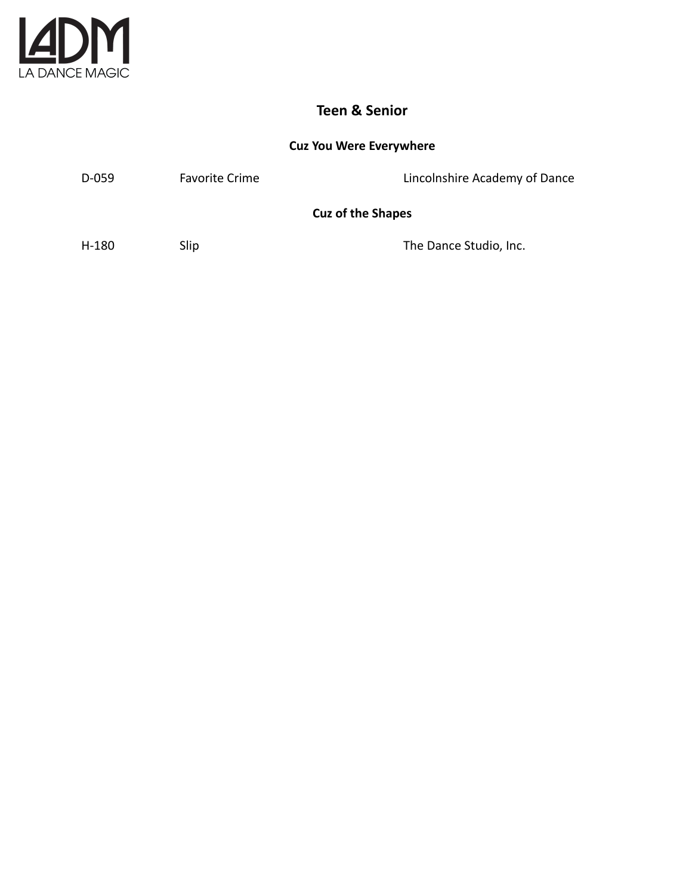## Teen & Senior

### Cuz You Were Everywhere

| | | |
|---|---|---|
| D-059 | Favorite Crime | Lincolnshire Academy of Dance |

### Cuz of the Shapes

| | | |
|---|---|---|
| H-180 | Slip | The Dance Studio, Inc. |